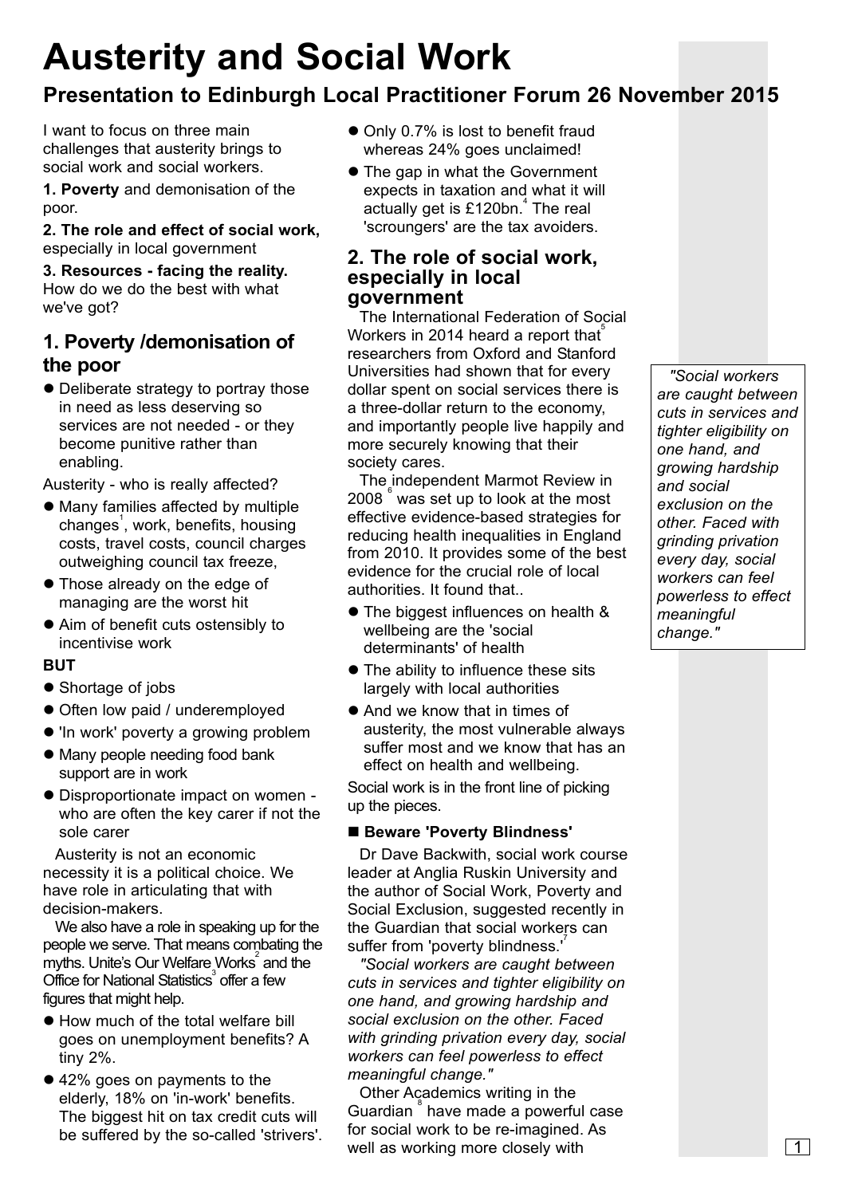# Austerity and Social Work

## Presentation to Edinburgh Local Practitioner Forum 26 November 2015

I want to focus on three main challenges that austerity brings to social work and social workers.

**1. Poverty** and demonisation of the poor.

**2. The role and effect of social work,** especially in local government

**3. Resources - facing the reality.** How do we do the best with what we've got?

### 1. Poverty /demonisation of the poor

- Deliberate strategy to portray those in need as less deserving so services are not needed - or they become punitive rather than enabling.

Austerity - who is really affected?

- Many families affected by multiple changes[1], work, benefits, housing costs, travel costs, council charges outweighing council tax freeze,
- Those already on the edge of managing are the worst hit
- Aim of benefit cuts ostensibly to incentivise work

**BUT**

- Shortage of jobs
- Often low paid / underemployed
- 'In work' poverty a growing problem
- Many people needing food bank support are in work
- Disproportionate impact on women - who are often the key carer if not the sole carer

Austerity is not an economic necessity it is a political choice. We have role in articulating that with decision-makers.

We also have a role in speaking up for the people we serve. That means combating the myths. Unite's Our Welfare Works[2] and the Office for National Statistics[3] offer a few figures that might help.

- How much of the total welfare bill goes on unemployment benefits? A tiny 2%.
- 42% goes on payments to the elderly, 18% on 'in-work' benefits. The biggest hit on tax credit cuts will be suffered by the so-called 'strivers'.
- Only 0.7% is lost to benefit fraud whereas 24% goes unclaimed!
- The gap in what the Government expects in taxation and what it will actually get is £120bn.[4] The real 'scroungers' are the tax avoiders.

### 2. The role of social work, especially in local government

The International Federation of Social Workers in 2014 heard a report that[5] researchers from Oxford and Stanford Universities had shown that for every dollar spent on social services there is a three-dollar return to the economy, and importantly people live happily and more securely knowing that their society cares.

The independent Marmot Review in 2008[6] was set up to look at the most effective evidence-based strategies for reducing health inequalities in England from 2010. It provides some of the best evidence for the crucial role of local authorities. It found that..

- The biggest influences on health & wellbeing are the 'social determinants' of health
- The ability to influence these sits largely with local authorities
- And we know that in times of austerity, the most vulnerable always suffer most and we know that has an effect on health and wellbeing.

Social work is in the front line of picking up the pieces.

- **Beware 'Poverty Blindness'**

Dr Dave Backwith, social work course leader at Anglia Ruskin University and the author of Social Work, Poverty and Social Exclusion, suggested recently in the Guardian that social workers can suffer from 'poverty blindness.'[7]

*"Social workers are caught between cuts in services and tighter eligibility on one hand, and growing hardship and social exclusion on the other. Faced with grinding privation every day, social workers can feel powerless to effect meaningful change."*

Other Academics writing in the Guardian[8] have made a powerful case for social work to be re-imagined. As well as working more closely with

> *"Social workers are caught between cuts in services and tighter eligibility on one hand, and growing hardship and social exclusion on the other. Faced with grinding privation every day, social workers can feel powerless to effect meaningful change."*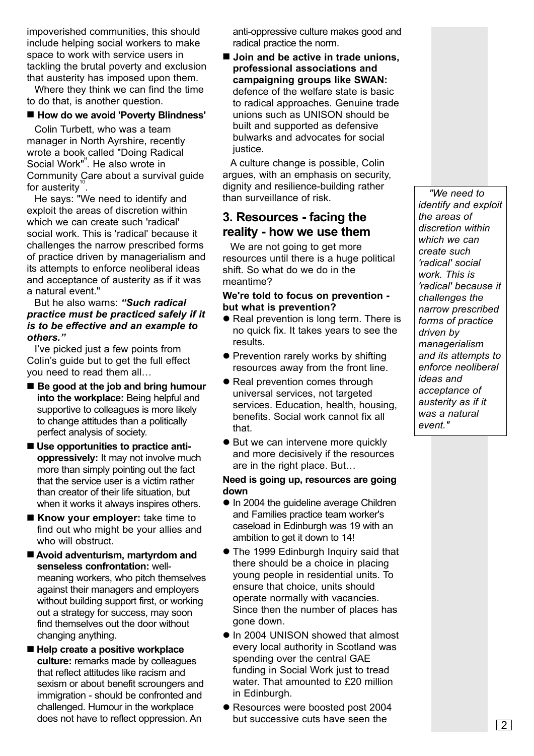impoverished communities, this should include helping social workers to make space to work with service users in tackling the brutal poverty and exclusion that austerity has imposed upon them.

Where they think we can find the time to do that, is another question.

- **How do we avoid 'Poverty Blindness'**

Colin Turbett, who was a team manager in North Ayrshire, recently wrote a book called "Doing Radical Social Work"[9]. He also wrote in Community Care about a survival guide for austerity[10].

He says: "We need to identify and exploit the areas of discretion within which we can create such 'radical' social work. This is 'radical' because it challenges the narrow prescribed forms of practice driven by managerialism and its attempts to enforce neoliberal ideas and acceptance of austerity as if it was a natural event."

But he also warns: ***"Such radical practice must be practiced safely if it is to be effective and an example to others."***

I've picked just a few points from Colin's guide but to get the full effect you need to read them all…

- **Be good at the job and bring humour into the workplace:** Being helpful and supportive to colleagues is more likely to change attitudes than a politically perfect analysis of society.
- **Use opportunities to practice anti-oppressively:** It may not involve much more than simply pointing out the fact that the service user is a victim rather than creator of their life situation, but when it works it always inspires others.
- **Know your employer:** take time to find out who might be your allies and who will obstruct.
- **Avoid adventurism, martyrdom and senseless confrontation:** well-meaning workers, who pitch themselves against their managers and employers without building support first, or working out a strategy for success, may soon find themselves out the door without changing anything.
- **Help create a positive workplace culture:** remarks made by colleagues that reflect attitudes like racism and sexism or about benefit scroungers and immigration - should be confronted and challenged. Humour in the workplace does not have to reflect oppression. An anti-oppressive culture makes good and radical practice the norm.
- **Join and be active in trade unions, professional associations and campaigning groups like SWAN:** defence of the welfare state is basic to radical approaches. Genuine trade unions such as UNISON should be built and supported as defensive bulwarks and advocates for social justice.

A culture change is possible, Colin argues, with an emphasis on security, dignity and resilience-building rather than surveillance of risk.

## 3. Resources - facing the reality - how we use them

We are not going to get more resources until there is a huge political shift. So what do we do in the meantime?

**We're told to focus on prevention - but what is prevention?**

- Real prevention is long term. There is no quick fix. It takes years to see the results.
- Prevention rarely works by shifting resources away from the front line.
- Real prevention comes through universal services, not targeted services. Education, health, housing, benefits. Social work cannot fix all that.
- But we can intervene more quickly and more decisively if the resources are in the right place. But…

**Need is going up, resources are going down**

- In 2004 the guideline average Children and Families practice team worker's caseload in Edinburgh was 19 with an ambition to get it down to 14!
- The 1999 Edinburgh Inquiry said that there should be a choice in placing young people in residential units. To ensure that choice, units should operate normally with vacancies. Since then the number of places has gone down.
- In 2004 UNISON showed that almost every local authority in Scotland was spending over the central GAE funding in Social Work just to tread water. That amounted to £20 million in Edinburgh.
- Resources were boosted post 2004 but successive cuts have seen the

*"We need to identify and exploit the areas of discretion within which we can create such 'radical' social work. This is 'radical' because it challenges the narrow prescribed forms of practice driven by managerialism and its attempts to enforce neoliberal ideas and acceptance of austerity as if it was a natural event."*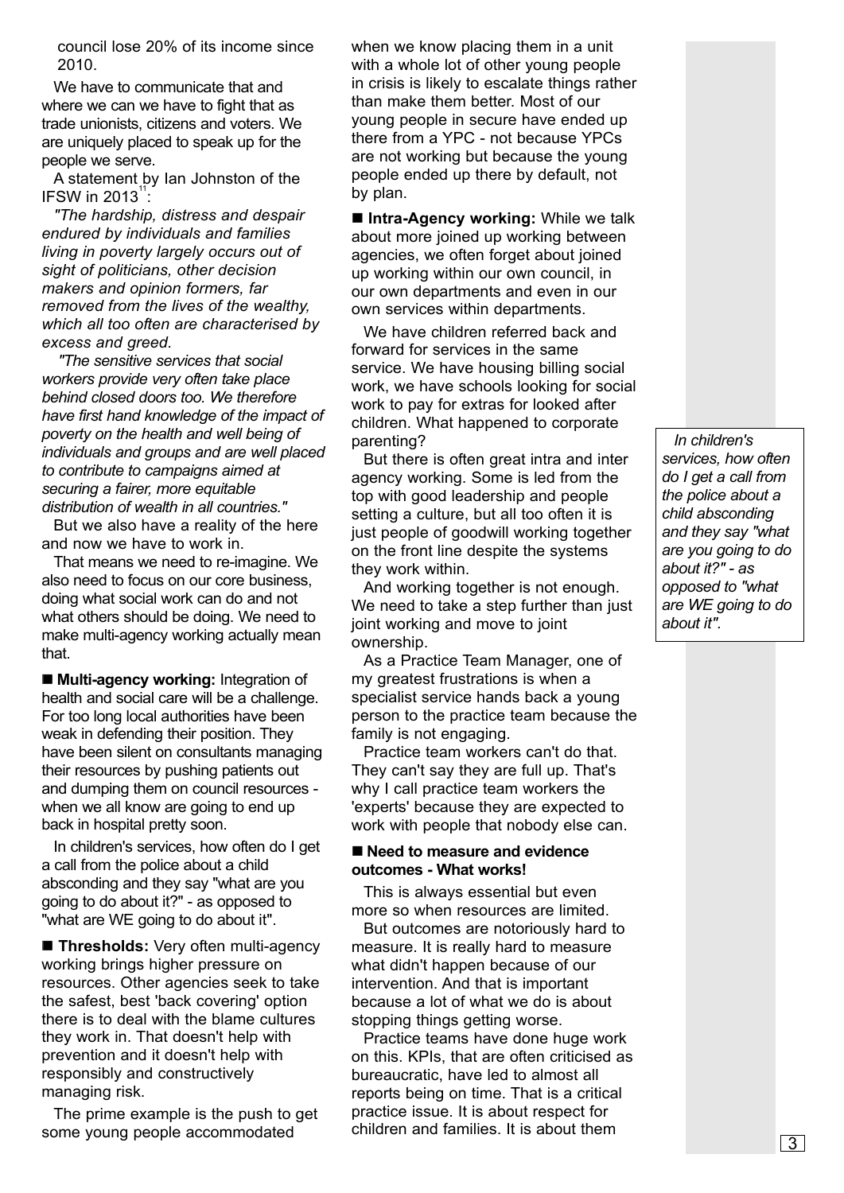council lose 20% of its income since 2010.

We have to communicate that and where we can we have to fight that as trade unionists, citizens and voters. We are uniquely placed to speak up for the people we serve.

A statement by Ian Johnston of the IFSW in 2013[11]:

*"The hardship, distress and despair endured by individuals and families living in poverty largely occurs out of sight of politicians, other decision makers and opinion formers, far removed from the lives of the wealthy, which all too often are characterised by excess and greed.*

*"The sensitive services that social workers provide very often take place behind closed doors too. We therefore have first hand knowledge of the impact of poverty on the health and well being of individuals and groups and are well placed to contribute to campaigns aimed at securing a fairer, more equitable distribution of wealth in all countries."*

But we also have a reality of the here and now we have to work in.

That means we need to re-imagine. We also need to focus on our core business, doing what social work can do and not what others should be doing. We need to make multi-agency working actually mean that.

■ **Multi-agency working:** Integration of health and social care will be a challenge. For too long local authorities have been weak in defending their position. They have been silent on consultants managing their resources by pushing patients out and dumping them on council resources - when we all know are going to end up back in hospital pretty soon.

In children's services, how often do I get a call from the police about a child absconding and they say "what are you going to do about it?" - as opposed to "what are WE going to do about it".

■ **Thresholds:** Very often multi-agency working brings higher pressure on resources. Other agencies seek to take the safest, best 'back covering' option there is to deal with the blame cultures they work in. That doesn't help with prevention and it doesn't help with responsibly and constructively managing risk.

The prime example is the push to get some young people accommodated when we know placing them in a unit with a whole lot of other young people in crisis is likely to escalate things rather than make them better. Most of our young people in secure have ended up there from a YPC - not because YPCs are not working but because the young people ended up there by default, not by plan.

■ **Intra-Agency working:** While we talk about more joined up working between agencies, we often forget about joined up working within our own council, in our own departments and even in our own services within departments.

We have children referred back and forward for services in the same service. We have housing billing social work, we have schools looking for social work to pay for extras for looked after children. What happened to corporate parenting?

But there is often great intra and inter agency working. Some is led from the top with good leadership and people setting a culture, but all too often it is just people of goodwill working together on the front line despite the systems they work within.

And working together is not enough. We need to take a step further than just joint working and move to joint ownership.

As a Practice Team Manager, one of my greatest frustrations is when a specialist service hands back a young person to the practice team because the family is not engaging.

Practice team workers can't do that. They can't say they are full up. That's why I call practice team workers the 'experts' because they are expected to work with people that nobody else can.

> *In children's services, how often do I get a call from the police about a child absconding and they say "what are you going to do about it?" - as opposed to "what are WE going to do about it".*

■ **Need to measure and evidence outcomes - What works!**

This is always essential but even more so when resources are limited.

But outcomes are notoriously hard to measure. It is really hard to measure what didn't happen because of our intervention. And that is important because a lot of what we do is about stopping things getting worse.

Practice teams have done huge work on this. KPIs, that are often criticised as bureaucratic, have led to almost all reports being on time. That is a critical practice issue. It is about respect for children and families. It is about them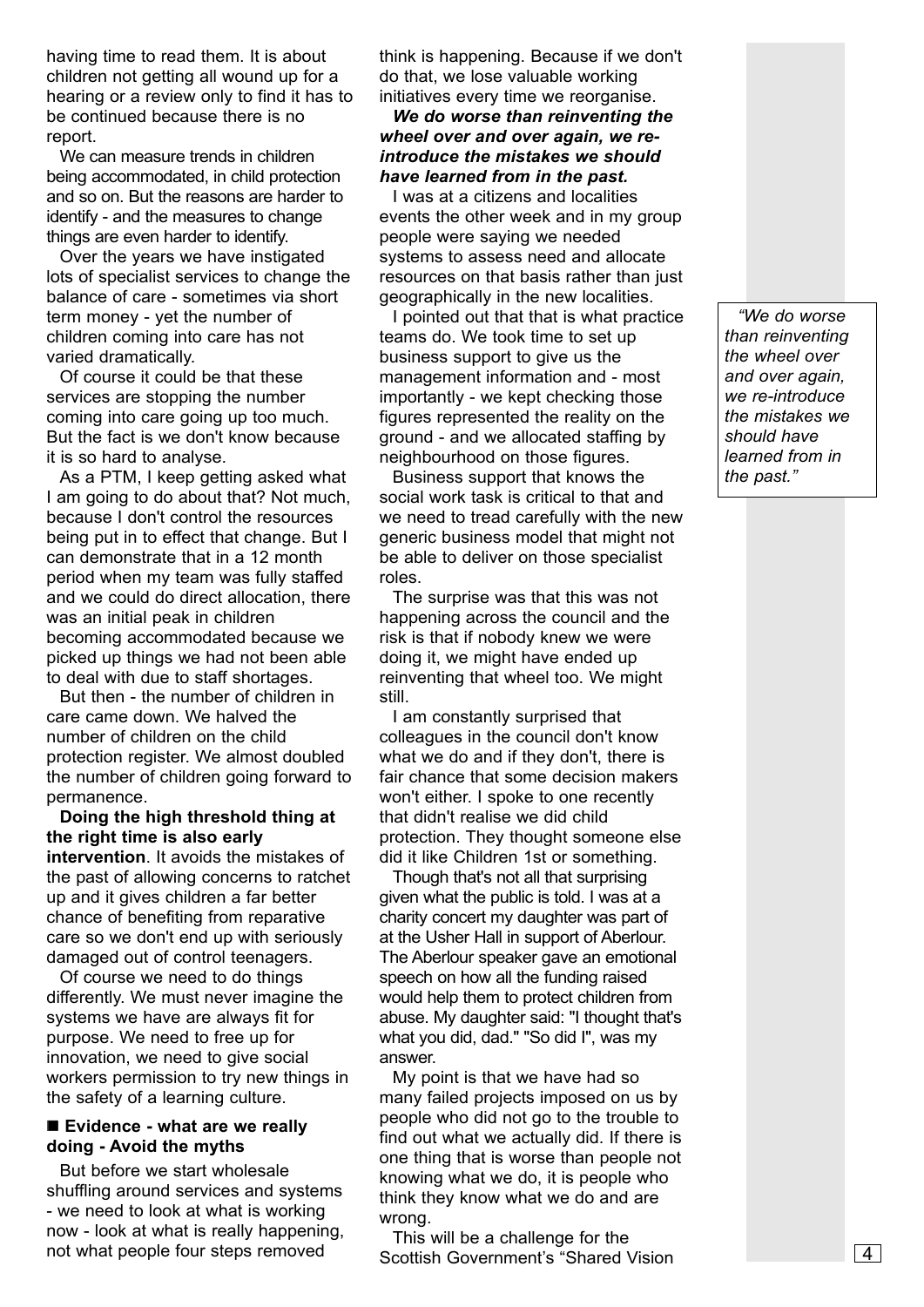having time to read them. It is about children not getting all wound up for a hearing or a review only to find it has to be continued because there is no report.

We can measure trends in children being accommodated, in child protection and so on. But the reasons are harder to identify - and the measures to change things are even harder to identify.

Over the years we have instigated lots of specialist services to change the balance of care - sometimes via short term money - yet the number of children coming into care has not varied dramatically.

Of course it could be that these services are stopping the number coming into care going up too much. But the fact is we don't know because it is so hard to analyse.

As a PTM, I keep getting asked what I am going to do about that? Not much, because I don't control the resources being put in to effect that change. But I can demonstrate that in a 12 month period when my team was fully staffed and we could do direct allocation, there was an initial peak in children becoming accommodated because we picked up things we had not been able to deal with due to staff shortages.

But then - the number of children in care came down. We halved the number of children on the child protection register. We almost doubled the number of children going forward to permanence.

**Doing the high threshold thing at the right time is also early intervention**. It avoids the mistakes of the past of allowing concerns to ratchet up and it gives children a far better chance of benefiting from reparative care so we don't end up with seriously damaged out of control teenagers.

Of course we need to do things differently. We must never imagine the systems we have are always fit for purpose. We need to free up for innovation, we need to give social workers permission to try new things in the safety of a learning culture.

## ■ Evidence - what are we really doing - Avoid the myths

But before we start wholesale shuffling around services and systems - we need to look at what is working now - look at what is really happening, not what people four steps removed think is happening. Because if we don't do that, we lose valuable working initiatives every time we reorganise.

***We do worse than reinventing the wheel over and over again, we re-introduce the mistakes we should have learned from in the past.***

I was at a citizens and localities events the other week and in my group people were saying we needed systems to assess need and allocate resources on that basis rather than just geographically in the new localities.

I pointed out that that is what practice teams do. We took time to set up business support to give us the management information and - most importantly - we kept checking those figures represented the reality on the ground - and we allocated staffing by neighbourhood on those figures.

Business support that knows the social work task is critical to that and we need to tread carefully with the new generic business model that might not be able to deliver on those specialist roles.

The surprise was that this was not happening across the council and the risk is that if nobody knew we were doing it, we might have ended up reinventing that wheel too. We might still.

I am constantly surprised that colleagues in the council don't know what we do and if they don't, there is fair chance that some decision makers won't either. I spoke to one recently that didn't realise we did child protection. They thought someone else did it like Children 1st or something.

Though that's not all that surprising given what the public is told. I was at a charity concert my daughter was part of at the Usher Hall in support of Aberlour. The Aberlour speaker gave an emotional speech on how all the funding raised would help them to protect children from abuse. My daughter said: "I thought that's what you did, dad." "So did I", was my answer.

My point is that we have had so many failed projects imposed on us by people who did not go to the trouble to find out what we actually did. If there is one thing that is worse than people not knowing what we do, it is people who think they know what we do and are wrong.

This will be a challenge for the Scottish Government's "Shared Vision

> *"We do worse than reinventing the wheel over and over again, we re-introduce the mistakes we should have learned from in the past."*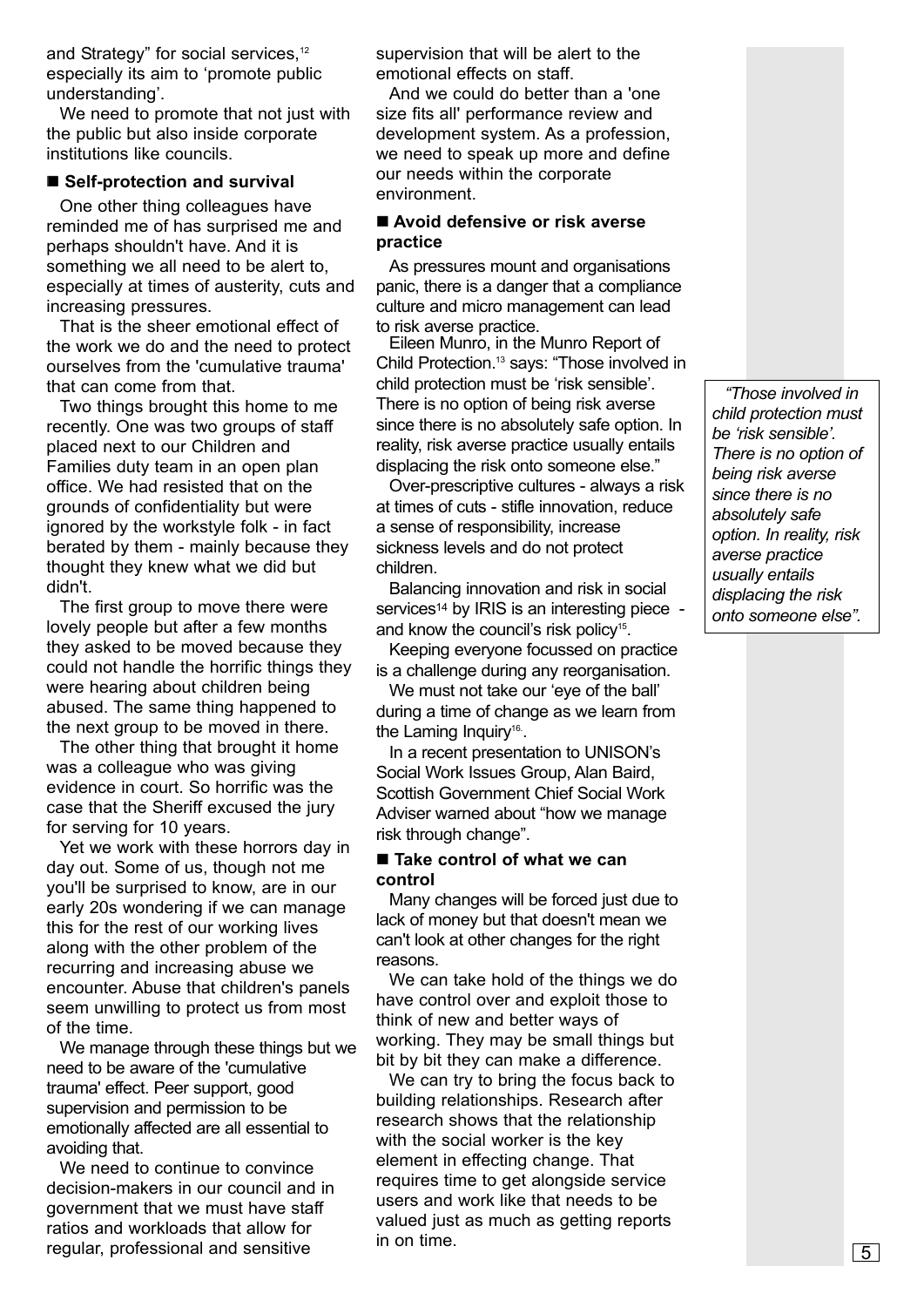and Strategy" for social services,[12] especially its aim to 'promote public understanding'.

We need to promote that not just with the public but also inside corporate institutions like councils.

## ■ Self-protection and survival

One other thing colleagues have reminded me of has surprised me and perhaps shouldn't have. And it is something we all need to be alert to, especially at times of austerity, cuts and increasing pressures.

That is the sheer emotional effect of the work we do and the need to protect ourselves from the 'cumulative trauma' that can come from that.

Two things brought this home to me recently. One was two groups of staff placed next to our Children and Families duty team in an open plan office. We had resisted that on the grounds of confidentiality but were ignored by the workstyle folk - in fact berated by them - mainly because they thought they knew what we did but didn't.

The first group to move there were lovely people but after a few months they asked to be moved because they could not handle the horrific things they were hearing about children being abused. The same thing happened to the next group to be moved in there.

The other thing that brought it home was a colleague who was giving evidence in court. So horrific was the case that the Sheriff excused the jury for serving for 10 years.

Yet we work with these horrors day in day out. Some of us, though not me you'll be surprised to know, are in our early 20s wondering if we can manage this for the rest of our working lives along with the other problem of the recurring and increasing abuse we encounter. Abuse that children's panels seem unwilling to protect us from most of the time.

We manage through these things but we need to be aware of the 'cumulative trauma' effect. Peer support, good supervision and permission to be emotionally affected are all essential to avoiding that.

We need to continue to convince decision-makers in our council and in government that we must have staff ratios and workloads that allow for regular, professional and sensitive supervision that will be alert to the emotional effects on staff.

And we could do better than a 'one size fits all' performance review and development system. As a profession, we need to speak up more and define our needs within the corporate environment.

## ■ Avoid defensive or risk averse practice

As pressures mount and organisations panic, there is a danger that a compliance culture and micro management can lead to risk averse practice.

Eileen Munro, in the Munro Report of Child Protection.[13] says: "Those involved in child protection must be 'risk sensible'. There is no option of being risk averse since there is no absolutely safe option. In reality, risk averse practice usually entails displacing the risk onto someone else."

Over-prescriptive cultures - always a risk at times of cuts - stifle innovation, reduce a sense of responsibility, increase sickness levels and do not protect children.

Balancing innovation and risk in social services[14] by IRIS is an interesting piece - and know the council's risk policy[15].

Keeping everyone focussed on practice is a challenge during any reorganisation.

We must not take our 'eye of the ball' during a time of change as we learn from the Laming Inquiry[16].

In a recent presentation to UNISON's Social Work Issues Group, Alan Baird, Scottish Government Chief Social Work Adviser warned about "how we manage risk through change".

## ■ Take control of what we can control

Many changes will be forced just due to lack of money but that doesn't mean we can't look at other changes for the right reasons.

We can take hold of the things we do have control over and exploit those to think of new and better ways of working. They may be small things but bit by bit they can make a difference.

We can try to bring the focus back to building relationships. Research after research shows that the relationship with the social worker is the key element in effecting change. That requires time to get alongside service users and work like that needs to be valued just as much as getting reports in on time.

> *"Those involved in child protection must be 'risk sensible'. There is no option of being risk averse since there is no absolutely safe option. In reality, risk averse practice usually entails displacing the risk onto someone else".*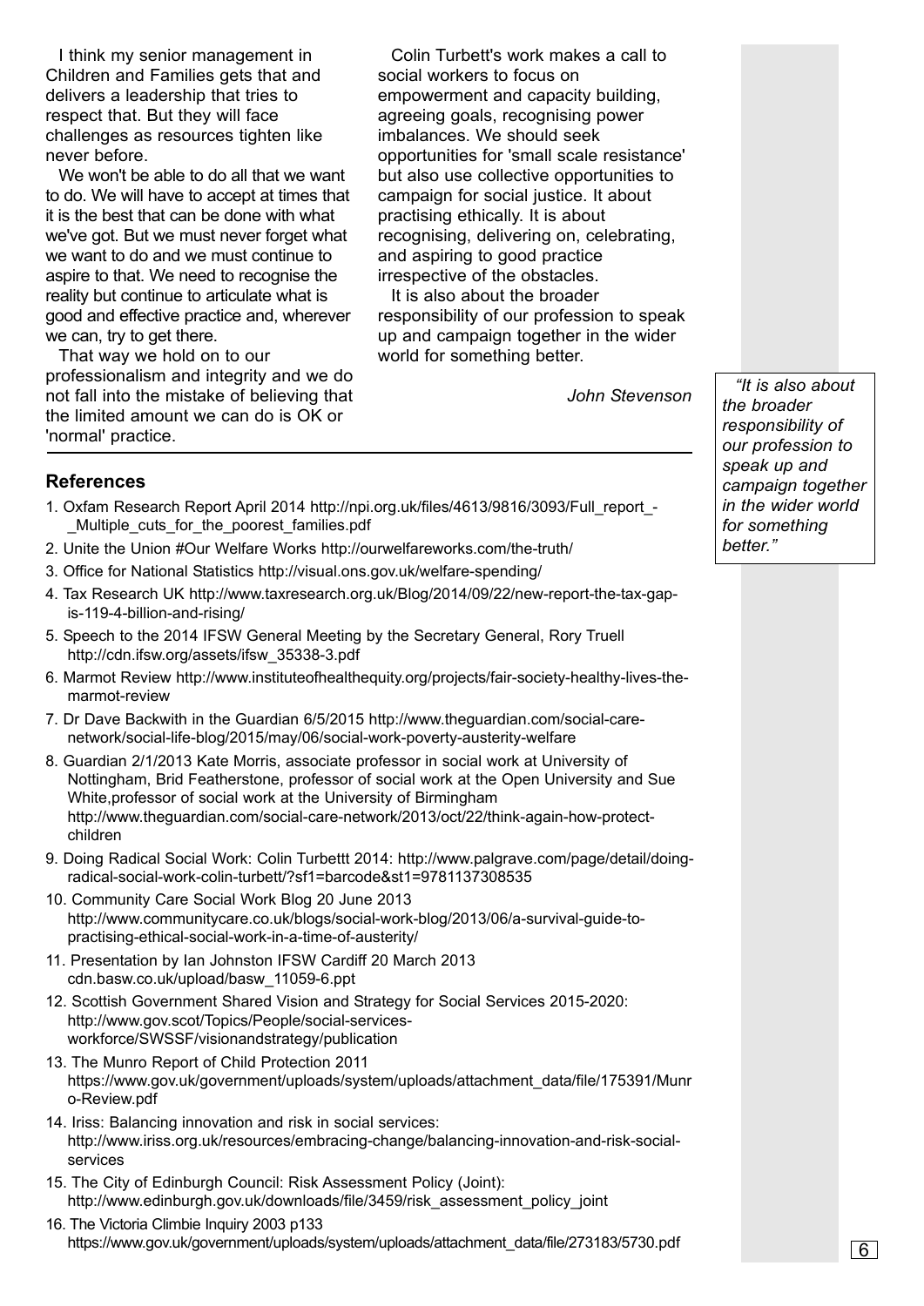I think my senior management in Children and Families gets that and delivers a leadership that tries to respect that. But they will face challenges as resources tighten like never before.

We won't be able to do all that we want to do. We will have to accept at times that it is the best that can be done with what we've got. But we must never forget what we want to do and we must continue to aspire to that. We need to recognise the reality but continue to articulate what is good and effective practice and, wherever we can, try to get there.

That way we hold on to our professionalism and integrity and we do not fall into the mistake of believing that the limited amount we can do is OK or 'normal' practice.

Colin Turbett's work makes a call to social workers to focus on empowerment and capacity building, agreeing goals, recognising power imbalances. We should seek opportunities for 'small scale resistance' but also use collective opportunities to campaign for social justice. It about practising ethically. It is about recognising, delivering on, celebrating, and aspiring to good practice irrespective of the obstacles.

It is also about the broader responsibility of our profession to speak up and campaign together in the wider world for something better.

*John Stevenson*

*"It is also about the broader responsibility of our profession to speak up and campaign together in the wider world for something better."*

## References

1. Oxfam Research Report April 2014 http://npi.org.uk/files/4613/9816/3093/Full_report_-_Multiple_cuts_for_the_poorest_families.pdf
2. Unite the Union #Our Welfare Works http://ourwelfareworks.com/the-truth/
3. Office for National Statistics http://visual.ons.gov.uk/welfare-spending/
4. Tax Research UK http://www.taxresearch.org.uk/Blog/2014/09/22/new-report-the-tax-gap-is-119-4-billion-and-rising/
5. Speech to the 2014 IFSW General Meeting by the Secretary General, Rory Truell http://cdn.ifsw.org/assets/ifsw_35338-3.pdf
6. Marmot Review http://www.instituteofhealthequity.org/projects/fair-society-healthy-lives-the-marmot-review
7. Dr Dave Backwith in the Guardian 6/5/2015 http://www.theguardian.com/social-care-network/social-life-blog/2015/may/06/social-work-poverty-austerity-welfare
8. Guardian 2/1/2013 Kate Morris, associate professor in social work at University of Nottingham, Brid Featherstone, professor of social work at the Open University and Sue White,professor of social work at the University of Birmingham http://www.theguardian.com/social-care-network/2013/oct/22/think-again-how-protect-children
9. Doing Radical Social Work: Colin Turbettt 2014: http://www.palgrave.com/page/detail/doing-radical-social-work-colin-turbett/?sf1=barcode&st1=9781137308535
10. Community Care Social Work Blog 20 June 2013 http://www.communitycare.co.uk/blogs/social-work-blog/2013/06/a-survival-guide-to-practising-ethical-social-work-in-a-time-of-austerity/
11. Presentation by Ian Johnston IFSW Cardiff 20 March 2013 cdn.basw.co.uk/upload/basw_11059-6.ppt
12. Scottish Government Shared Vision and Strategy for Social Services 2015-2020: http://www.gov.scot/Topics/People/social-services-workforce/SWSSF/visionandstrategy/publication
13. The Munro Report of Child Protection 2011 https://www.gov.uk/government/uploads/system/uploads/attachment_data/file/175391/Munro-Review.pdf
14. Iriss: Balancing innovation and risk in social services: http://www.iriss.org.uk/resources/embracing-change/balancing-innovation-and-risk-social-services
15. The City of Edinburgh Council: Risk Assessment Policy (Joint): http://www.edinburgh.gov.uk/downloads/file/3459/risk_assessment_policy_joint
16. The Victoria Climbie Inquiry 2003 p133 https://www.gov.uk/government/uploads/system/uploads/attachment_data/file/273183/5730.pdf